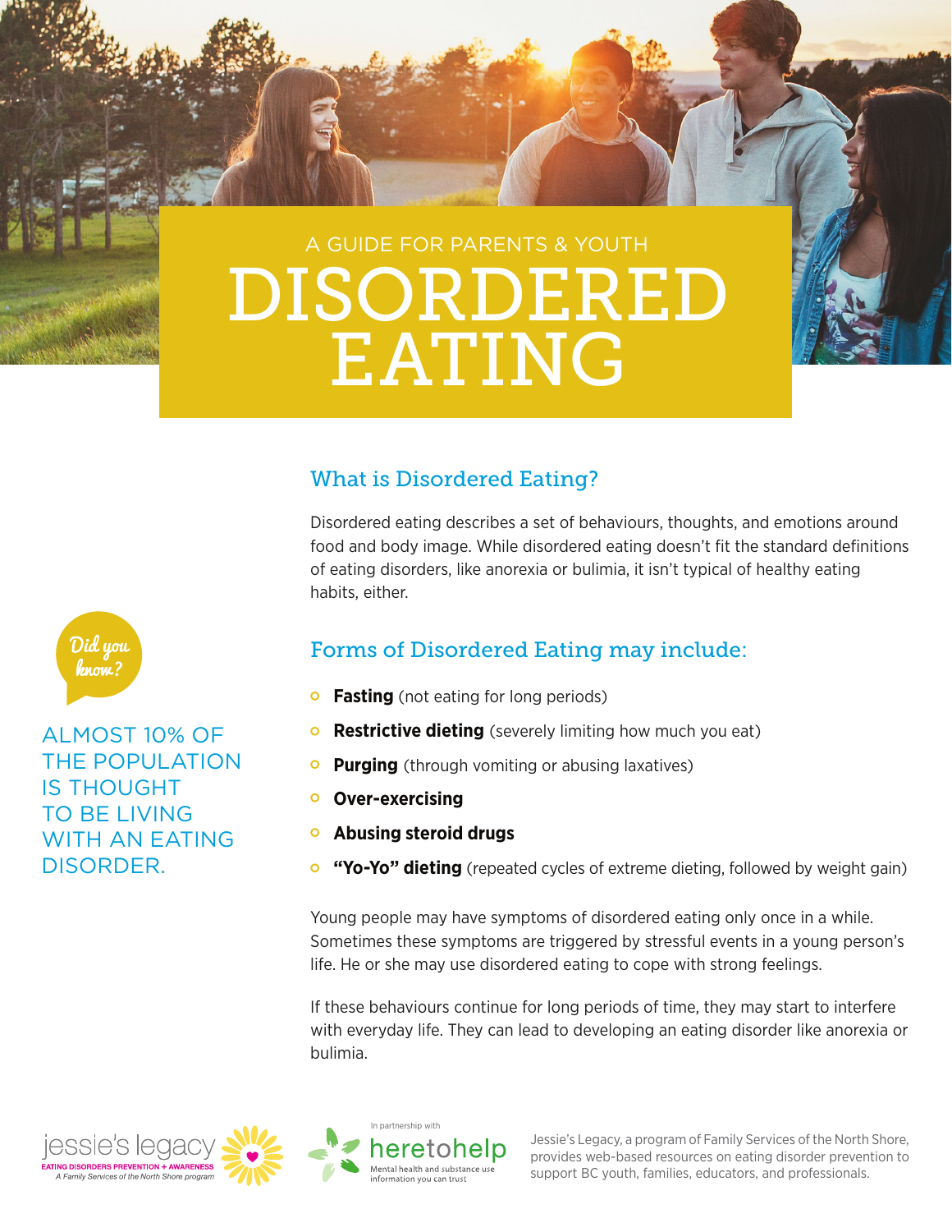A GUIDE FOR PARENTS & YOUTH

# DISORDERED EATING

## What is Disordered Eating?

Disordered eating describes a set of behaviours, thoughts, and emotions around food and body image. While disordered eating doesn't fit the standard definitions of eating disorders, like anorexia or bulimia, it isn't typical of healthy eating habits, either.

*Did you know?*

ALMOST 10% OF THE POPULATION IS THOUGHT TO BE LIVING WITH AN EATING DISORDER.

## Forms of Disordered Eating may include:

- **Fasting** (not eating for long periods)
- **Restrictive dieting** (severely limiting how much you eat)
- **Purging** (through vomiting or abusing laxatives)
- **Over-exercising**
- **Abusing steroid drugs**
- **"Yo-Yo" dieting** (repeated cycles of extreme dieting, followed by weight gain)

Young people may have symptoms of disordered eating only once in a while. Sometimes these symptoms are triggered by stressful events in a young person's life. He or she may use disordered eating to cope with strong feelings.

If these behaviours continue for long periods of time, they may start to interfere with everyday life. They can lead to developing an eating disorder like anorexia or bulimia.

jessie's legacy
EATING DISORDERS PREVENTION + AWARENESS
*A Family Services of the North Shore program*

In partnership with
heretohelp
Mental health and substance use information you can trust

Jessie's Legacy, a program of Family Services of the North Shore, provides web-based resources on eating disorder prevention to support BC youth, families, educators, and professionals.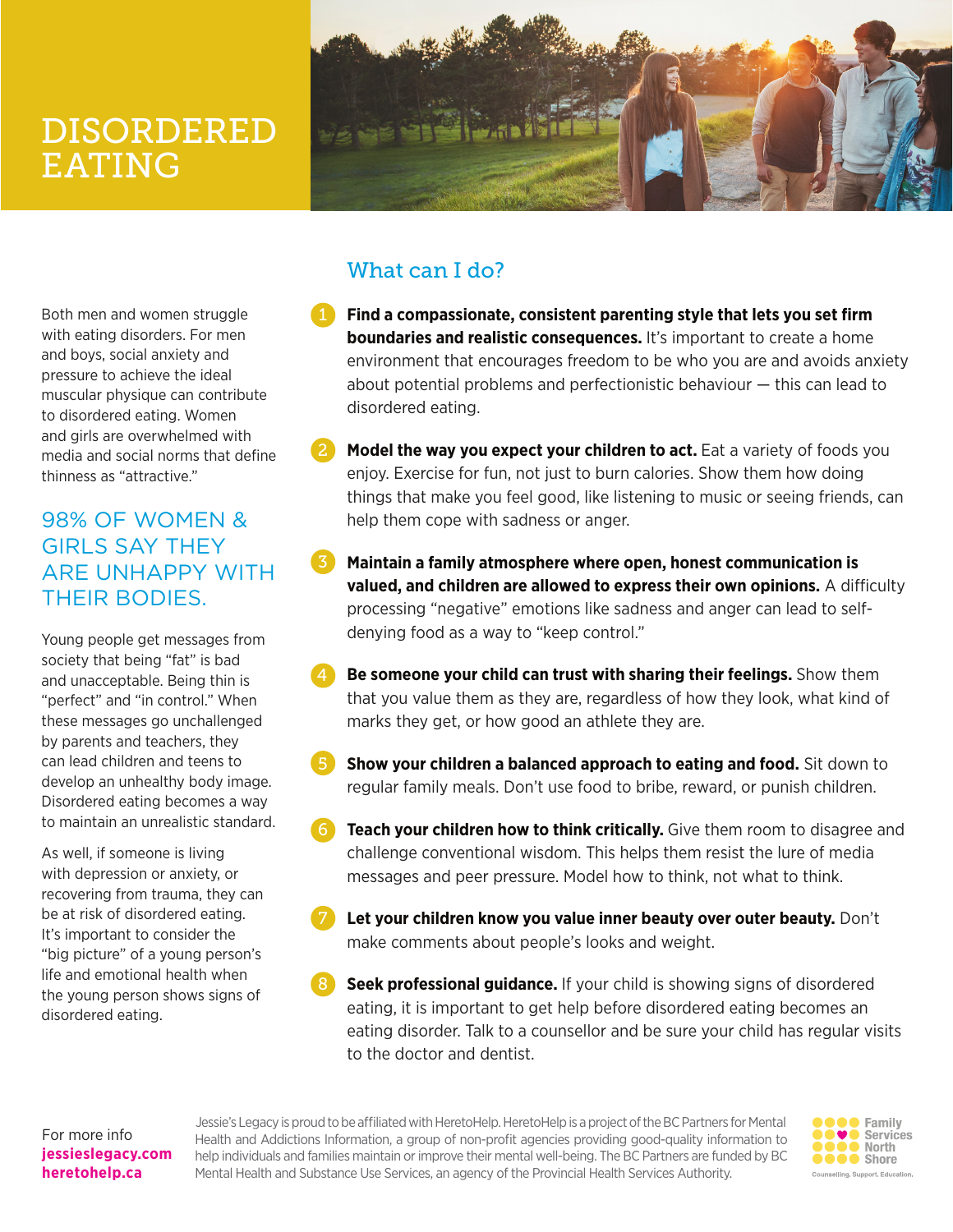# DISORDERED EATING

Both men and women struggle with eating disorders. For men and boys, social anxiety and pressure to achieve the ideal muscular physique can contribute to disordered eating. Women and girls are overwhelmed with media and social norms that define thinness as "attractive."

## 98% OF WOMEN & GIRLS SAY THEY ARE UNHAPPY WITH THEIR BODIES.

Young people get messages from society that being "fat" is bad and unacceptable. Being thin is "perfect" and "in control." When these messages go unchallenged by parents and teachers, they can lead children and teens to develop an unhealthy body image. Disordered eating becomes a way to maintain an unrealistic standard.

As well, if someone is living with depression or anxiety, or recovering from trauma, they can be at risk of disordered eating. It's important to consider the "big picture" of a young person's life and emotional health when the young person shows signs of disordered eating.

## What can I do?

1. **Find a compassionate, consistent parenting style that lets you set firm boundaries and realistic consequences.** It's important to create a home environment that encourages freedom to be who you are and avoids anxiety about potential problems and perfectionistic behaviour — this can lead to disordered eating.
2. **Model the way you expect your children to act.** Eat a variety of foods you enjoy. Exercise for fun, not just to burn calories. Show them how doing things that make you feel good, like listening to music or seeing friends, can help them cope with sadness or anger.
3. **Maintain a family atmosphere where open, honest communication is valued, and children are allowed to express their own opinions.** A difficulty processing "negative" emotions like sadness and anger can lead to self-denying food as a way to "keep control."
4. **Be someone your child can trust with sharing their feelings.** Show them that you value them as they are, regardless of how they look, what kind of marks they get, or how good an athlete they are.
5. **Show your children a balanced approach to eating and food.** Sit down to regular family meals. Don't use food to bribe, reward, or punish children.
6. **Teach your children how to think critically.** Give them room to disagree and challenge conventional wisdom. This helps them resist the lure of media messages and peer pressure. Model how to think, not what to think.
7. **Let your children know you value inner beauty over outer beauty.** Don't make comments about people's looks and weight.
8. **Seek professional guidance.** If your child is showing signs of disordered eating, it is important to get help before disordered eating becomes an eating disorder. Talk to a counsellor and be sure your child has regular visits to the doctor and dentist.

For more info
**jessieslegacy.com**
**heretohelp.ca**

Jessie's Legacy is proud to be affiliated with HeretoHelp. HeretoHelp is a project of the BC Partners for Mental Health and Addictions Information, a group of non-profit agencies providing good-quality information to help individuals and families maintain or improve their mental well-being. The BC Partners are funded by BC Mental Health and Substance Use Services, an agency of the Provincial Health Services Authority.

Family Services North Shore
Counselling. Support. Education.